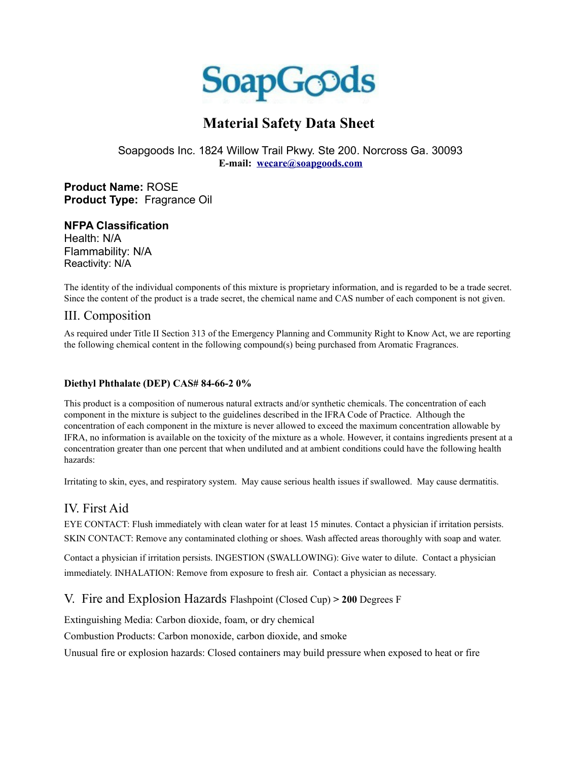SoapGoods

# Material Safety Data Sheet

Soapgoods Inc. 1824 Willow Trail Pkwy. Ste 200. Norcross Ga. 30093
**E-mail: wecare@soapgoods.com**

**Product Name:** ROSE
**Product Type:** Fragrance Oil

**NFPA Classification**
Health: N/A
Flammability: N/A
Reactivity: N/A

The identity of the individual components of this mixture is proprietary information, and is regarded to be a trade secret. Since the content of the product is a trade secret, the chemical name and CAS number of each component is not given.

## III. Composition

As required under Title II Section 313 of the Emergency Planning and Community Right to Know Act, we are reporting the following chemical content in the following compound(s) being purchased from Aromatic Fragrances.

**Diethyl Phthalate (DEP) CAS# 84-66-2 0%**

This product is a composition of numerous natural extracts and/or synthetic chemicals. The concentration of each component in the mixture is subject to the guidelines described in the IFRA Code of Practice. Although the concentration of each component in the mixture is never allowed to exceed the maximum concentration allowable by IFRA, no information is available on the toxicity of the mixture as a whole. However, it contains ingredients present at a concentration greater than one percent that when undiluted and at ambient conditions could have the following health hazards:

Irritating to skin, eyes, and respiratory system. May cause serious health issues if swallowed. May cause dermatitis.

## IV. First Aid

EYE CONTACT: Flush immediately with clean water for at least 15 minutes. Contact a physician if irritation persists. SKIN CONTACT: Remove any contaminated clothing or shoes. Wash affected areas thoroughly with soap and water.

Contact a physician if irritation persists. INGESTION (SWALLOWING): Give water to dilute. Contact a physician immediately. INHALATION: Remove from exposure to fresh air. Contact a physician as necessary.

## V. Fire and Explosion Hazards Flashpoint (Closed Cup) > **200** Degrees F

Extinguishing Media: Carbon dioxide, foam, or dry chemical

Combustion Products: Carbon monoxide, carbon dioxide, and smoke

Unusual fire or explosion hazards: Closed containers may build pressure when exposed to heat or fire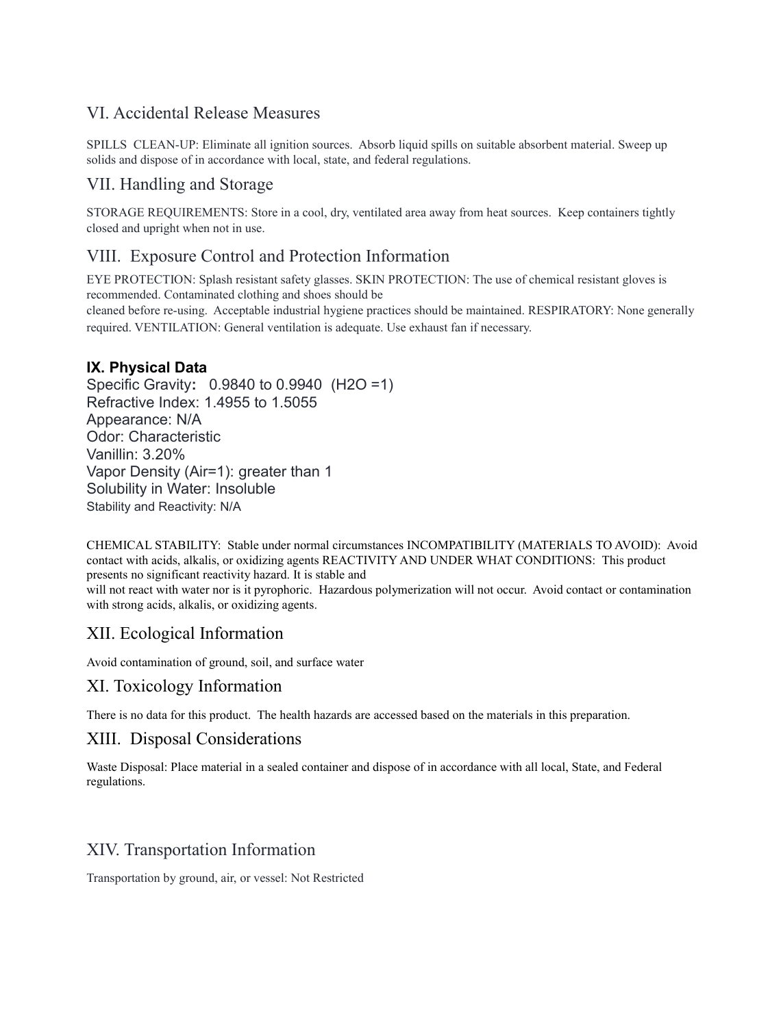## VI. Accidental Release Measures

SPILLS CLEAN-UP: Eliminate all ignition sources. Absorb liquid spills on suitable absorbent material. Sweep up solids and dispose of in accordance with local, state, and federal regulations.

## VII. Handling and Storage

STORAGE REQUIREMENTS: Store in a cool, dry, ventilated area away from heat sources. Keep containers tightly closed and upright when not in use.

## VIII. Exposure Control and Protection Information

EYE PROTECTION: Splash resistant safety glasses. SKIN PROTECTION: The use of chemical resistant gloves is recommended. Contaminated clothing and shoes should be cleaned before re-using. Acceptable industrial hygiene practices should be maintained. RESPIRATORY: None generally required. VENTILATION: General ventilation is adequate. Use exhaust fan if necessary.

### IX. Physical Data

Specific Gravity**:** 0.9840 to 0.9940 ($H_2O$ =1)
Refractive Index: 1.4955 to 1.5055
Appearance: N/A
Odor: Characteristic
Vanillin: 3.20%
Vapor Density (Air=1): greater than 1
Solubility in Water: Insoluble
Stability and Reactivity: N/A

CHEMICAL STABILITY: Stable under normal circumstances INCOMPATIBILITY (MATERIALS TO AVOID): Avoid contact with acids, alkalis, or oxidizing agents REACTIVITY AND UNDER WHAT CONDITIONS: This product presents no significant reactivity hazard. It is stable and will not react with water nor is it pyrophoric. Hazardous polymerization will not occur. Avoid contact or contamination with strong acids, alkalis, or oxidizing agents.

## XII. Ecological Information

Avoid contamination of ground, soil, and surface water

## XI. Toxicology Information

There is no data for this product. The health hazards are accessed based on the materials in this preparation.

## XIII. Disposal Considerations

Waste Disposal: Place material in a sealed container and dispose of in accordance with all local, State, and Federal regulations.

## XIV. Transportation Information

Transportation by ground, air, or vessel: Not Restricted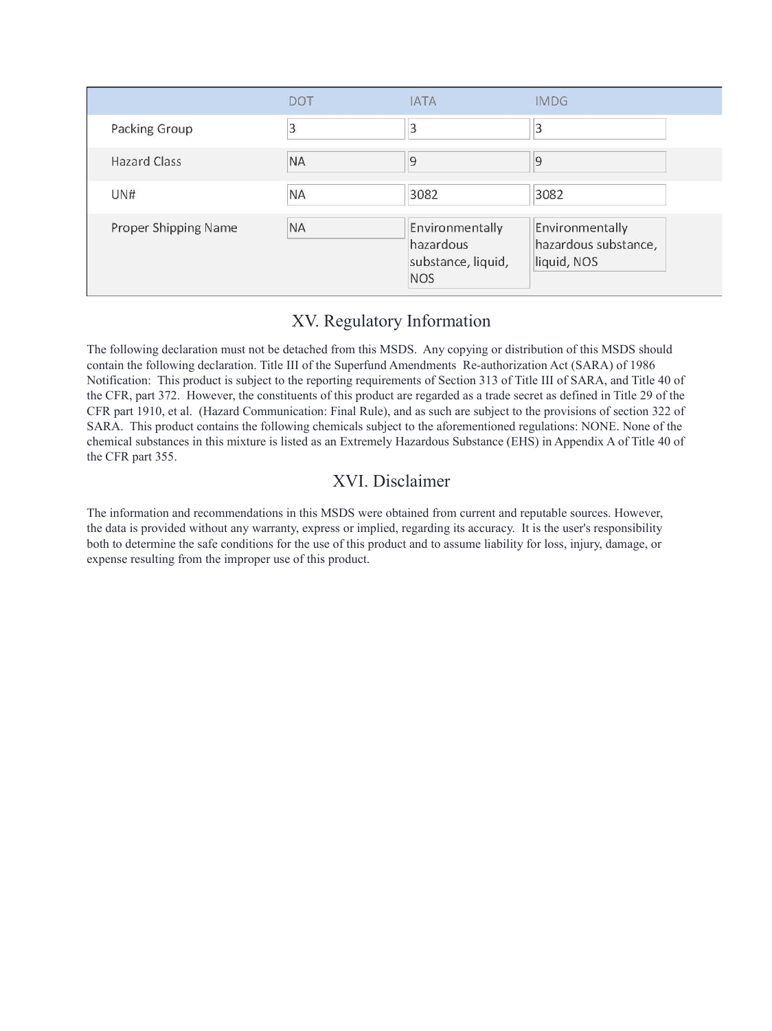| | DOT | IATA | IMDG |
|---|---|---|---|
| Packing Group | 3 | 3 | 3 |
| Hazard Class | NA | 9 | 9 |
| UN# | NA | 3082 | 3082 |
| Proper Shipping Name | NA | Environmentally hazardous substance, liquid, NOS | Environmentally hazardous substance, liquid, NOS |

## XV. Regulatory Information

The following declaration must not be detached from this MSDS. Any copying or distribution of this MSDS should contain the following declaration. Title III of the Superfund Amendments Re-authorization Act (SARA) of 1986 Notification: This product is subject to the reporting requirements of Section 313 of Title III of SARA, and Title 40 of the CFR, part 372. However, the constituents of this product are regarded as a trade secret as defined in Title 29 of the CFR part 1910, et al. (Hazard Communication: Final Rule), and as such are subject to the provisions of section 322 of SARA. This product contains the following chemicals subject to the aforementioned regulations: NONE. None of the chemical substances in this mixture is listed as an Extremely Hazardous Substance (EHS) in Appendix A of Title 40 of the CFR part 355.

## XVI. Disclaimer

The information and recommendations in this MSDS were obtained from current and reputable sources. However, the data is provided without any warranty, express or implied, regarding its accuracy. It is the user's responsibility both to determine the safe conditions for the use of this product and to assume liability for loss, injury, damage, or expense resulting from the improper use of this product.